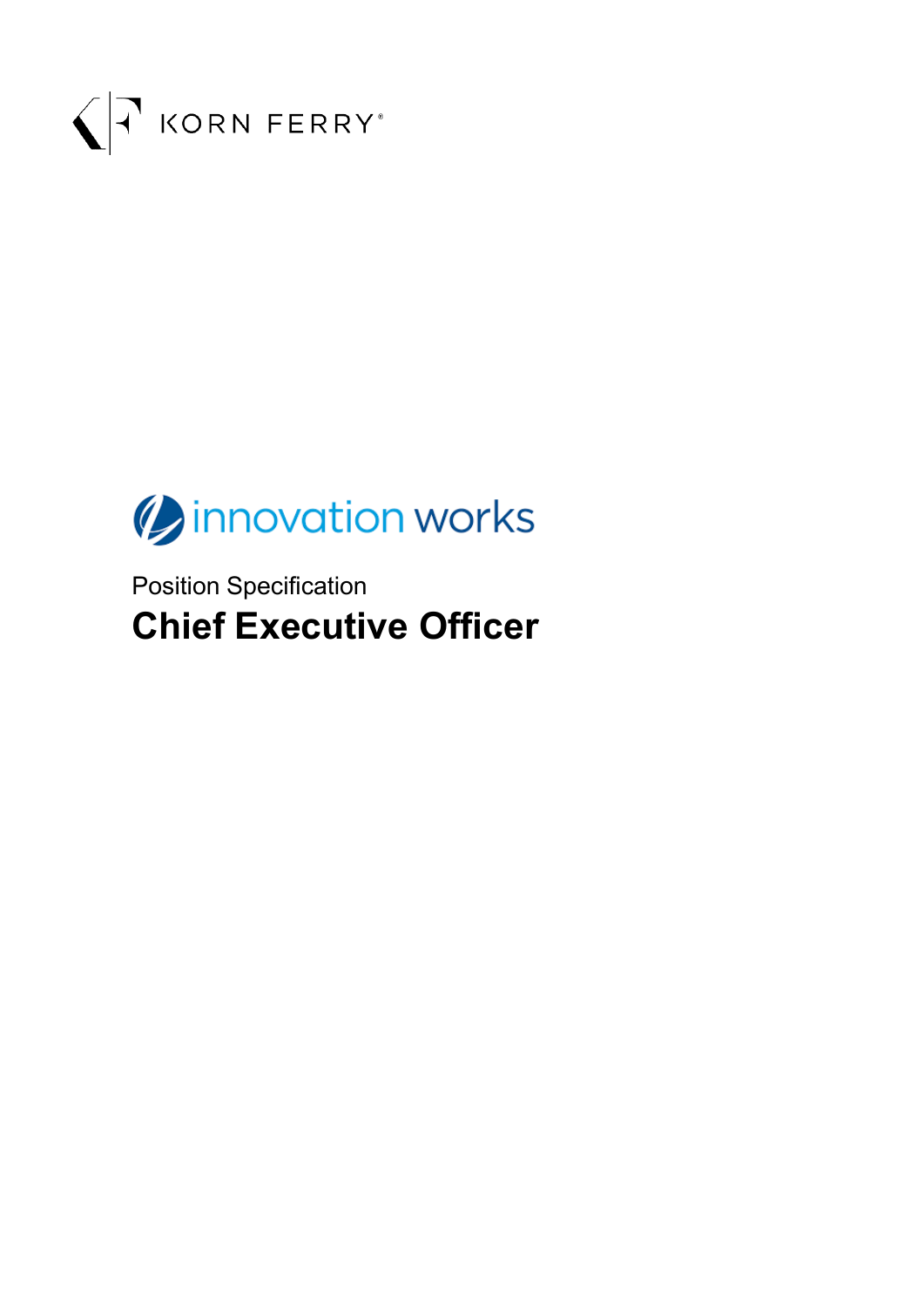KORN FERRY

innovation works

Position Specification

# Chief Executive Officer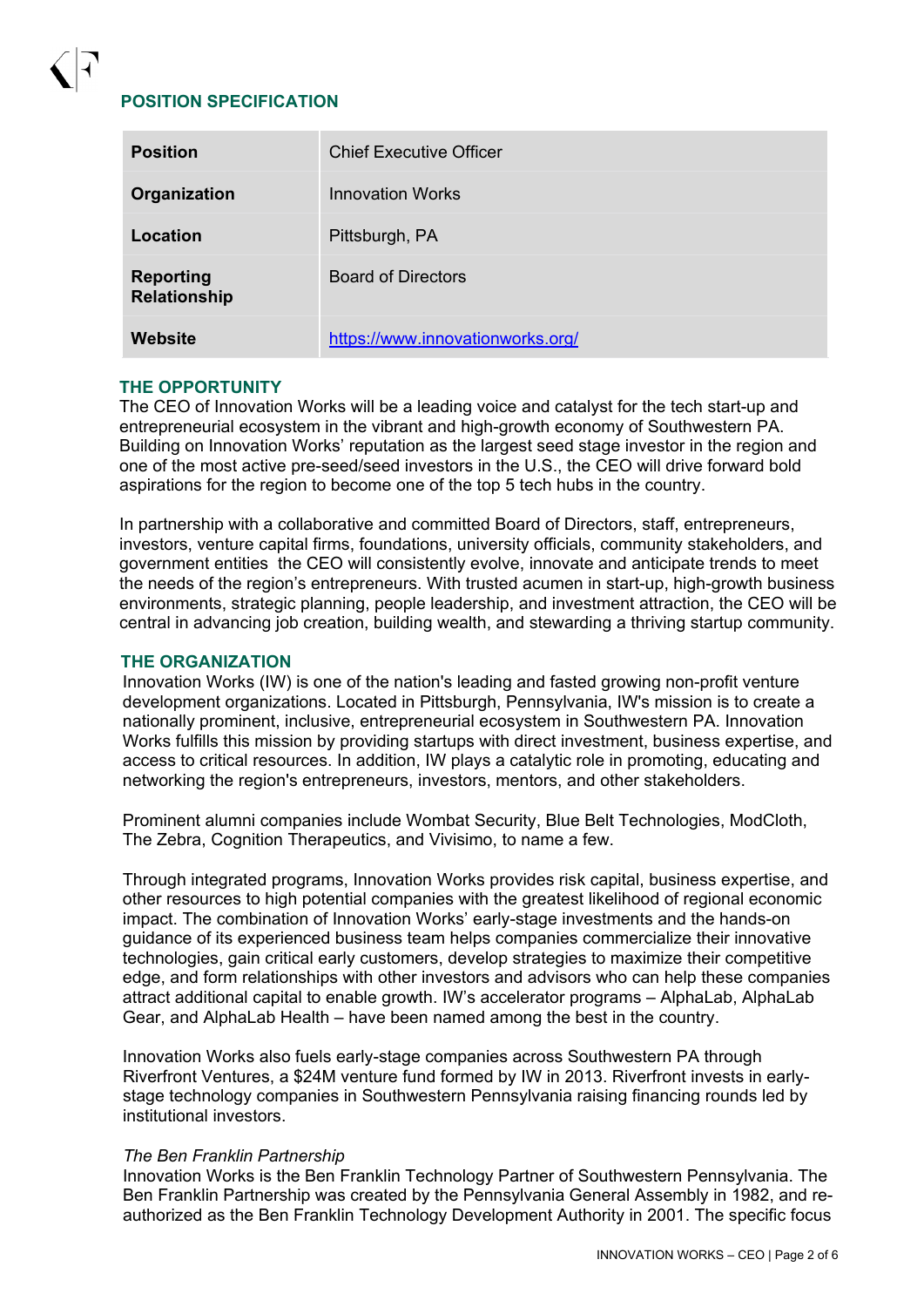## POSITION SPECIFICATION

| | |
|---|---|
| **Position** | Chief Executive Officer |
| **Organization** | Innovation Works |
| **Location** | Pittsburgh, PA |
| **Reporting Relationship** | Board of Directors |
| **Website** | https://www.innovationworks.org/ |

## THE OPPORTUNITY

The CEO of Innovation Works will be a leading voice and catalyst for the tech start-up and entrepreneurial ecosystem in the vibrant and high-growth economy of Southwestern PA. Building on Innovation Works' reputation as the largest seed stage investor in the region and one of the most active pre-seed/seed investors in the U.S., the CEO will drive forward bold aspirations for the region to become one of the top 5 tech hubs in the country.

In partnership with a collaborative and committed Board of Directors, staff, entrepreneurs, investors, venture capital firms, foundations, university officials, community stakeholders, and government entities  the CEO will consistently evolve, innovate and anticipate trends to meet the needs of the region's entrepreneurs. With trusted acumen in start-up, high-growth business environments, strategic planning, people leadership, and investment attraction, the CEO will be central in advancing job creation, building wealth, and stewarding a thriving startup community.

## THE ORGANIZATION

Innovation Works (IW) is one of the nation's leading and fasted growing non-profit venture development organizations. Located in Pittsburgh, Pennsylvania, IW's mission is to create a nationally prominent, inclusive, entrepreneurial ecosystem in Southwestern PA. Innovation Works fulfills this mission by providing startups with direct investment, business expertise, and access to critical resources. In addition, IW plays a catalytic role in promoting, educating and networking the region's entrepreneurs, investors, mentors, and other stakeholders.

Prominent alumni companies include Wombat Security, Blue Belt Technologies, ModCloth, The Zebra, Cognition Therapeutics, and Vivisimo, to name a few.

Through integrated programs, Innovation Works provides risk capital, business expertise, and other resources to high potential companies with the greatest likelihood of regional economic impact. The combination of Innovation Works' early-stage investments and the hands-on guidance of its experienced business team helps companies commercialize their innovative technologies, gain critical early customers, develop strategies to maximize their competitive edge, and form relationships with other investors and advisors who can help these companies attract additional capital to enable growth. IW's accelerator programs – AlphaLab, AlphaLab Gear, and AlphaLab Health – have been named among the best in the country.

Innovation Works also fuels early-stage companies across Southwestern PA through Riverfront Ventures, a $24M venture fund formed by IW in 2013. Riverfront invests in early-stage technology companies in Southwestern Pennsylvania raising financing rounds led by institutional investors.

*The Ben Franklin Partnership*

Innovation Works is the Ben Franklin Technology Partner of Southwestern Pennsylvania. The Ben Franklin Partnership was created by the Pennsylvania General Assembly in 1982, and re-authorized as the Ben Franklin Technology Development Authority in 2001. The specific focus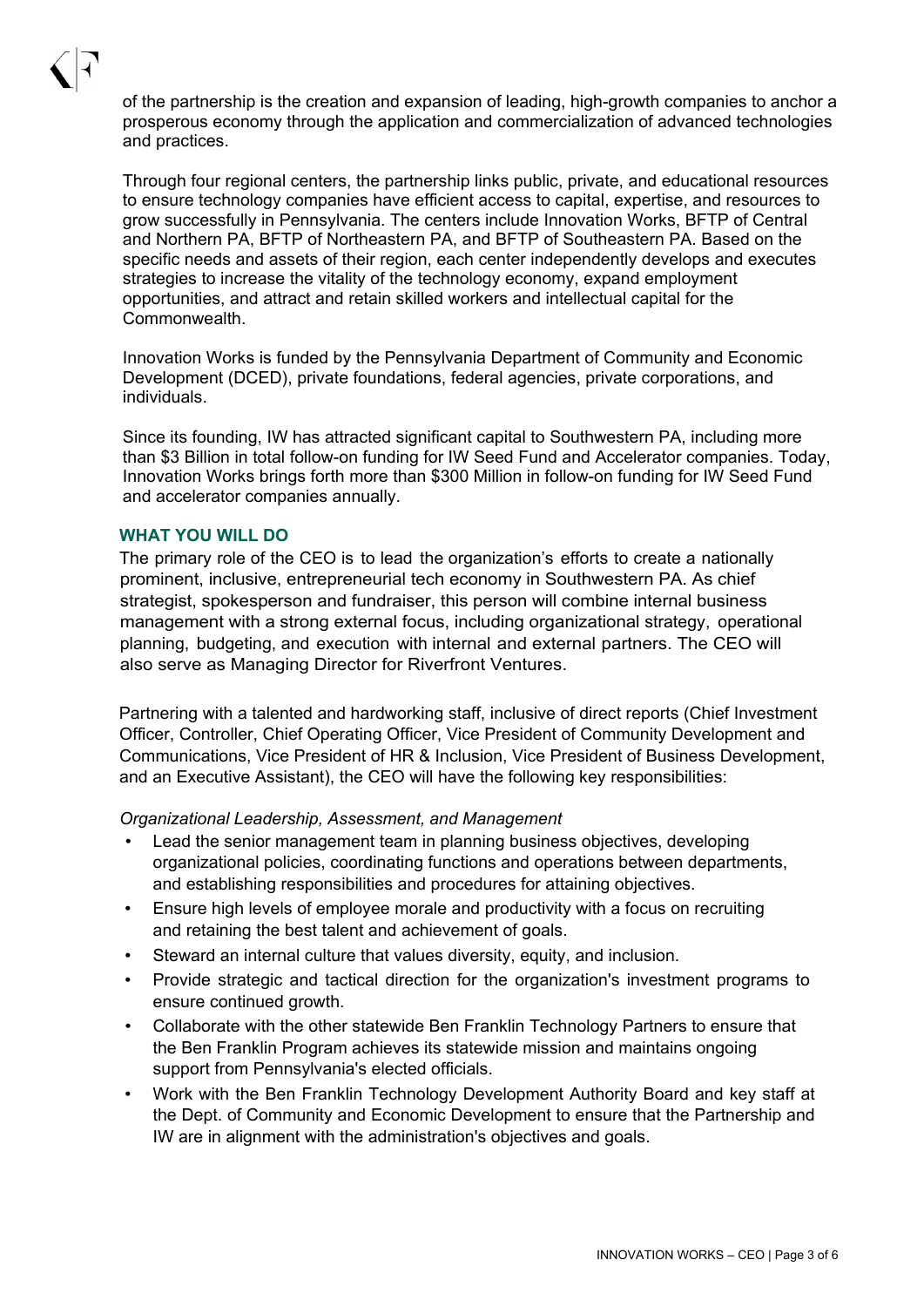of the partnership is the creation and expansion of leading, high-growth companies to anchor a prosperous economy through the application and commercialization of advanced technologies and practices.

Through four regional centers, the partnership links public, private, and educational resources to ensure technology companies have efficient access to capital, expertise, and resources to grow successfully in Pennsylvania. The centers include Innovation Works, BFTP of Central and Northern PA, BFTP of Northeastern PA, and BFTP of Southeastern PA. Based on the specific needs and assets of their region, each center independently develops and executes strategies to increase the vitality of the technology economy, expand employment opportunities, and attract and retain skilled workers and intellectual capital for the Commonwealth.

Innovation Works is funded by the Pennsylvania Department of Community and Economic Development (DCED), private foundations, federal agencies, private corporations, and individuals.

Since its founding, IW has attracted significant capital to Southwestern PA, including more than $3 Billion in total follow-on funding for IW Seed Fund and Accelerator companies. Today, Innovation Works brings forth more than $300 Million in follow-on funding for IW Seed Fund and accelerator companies annually.

## WHAT YOU WILL DO

The primary role of the CEO is to lead the organization's efforts to create a nationally prominent, inclusive, entrepreneurial tech economy in Southwestern PA. As chief strategist, spokesperson and fundraiser, this person will combine internal business management with a strong external focus, including organizational strategy, operational planning, budgeting, and execution with internal and external partners. The CEO will also serve as Managing Director for Riverfront Ventures.

Partnering with a talented and hardworking staff, inclusive of direct reports (Chief Investment Officer, Controller, Chief Operating Officer, Vice President of Community Development and Communications, Vice President of HR & Inclusion, Vice President of Business Development, and an Executive Assistant), the CEO will have the following key responsibilities:

*Organizational Leadership, Assessment, and Management*

- Lead the senior management team in planning business objectives, developing organizational policies, coordinating functions and operations between departments, and establishing responsibilities and procedures for attaining objectives.
- Ensure high levels of employee morale and productivity with a focus on recruiting and retaining the best talent and achievement of goals.
- Steward an internal culture that values diversity, equity, and inclusion.
- Provide strategic and tactical direction for the organization's investment programs to ensure continued growth.
- Collaborate with the other statewide Ben Franklin Technology Partners to ensure that the Ben Franklin Program achieves its statewide mission and maintains ongoing support from Pennsylvania's elected officials.
- Work with the Ben Franklin Technology Development Authority Board and key staff at the Dept. of Community and Economic Development to ensure that the Partnership and IW are in alignment with the administration's objectives and goals.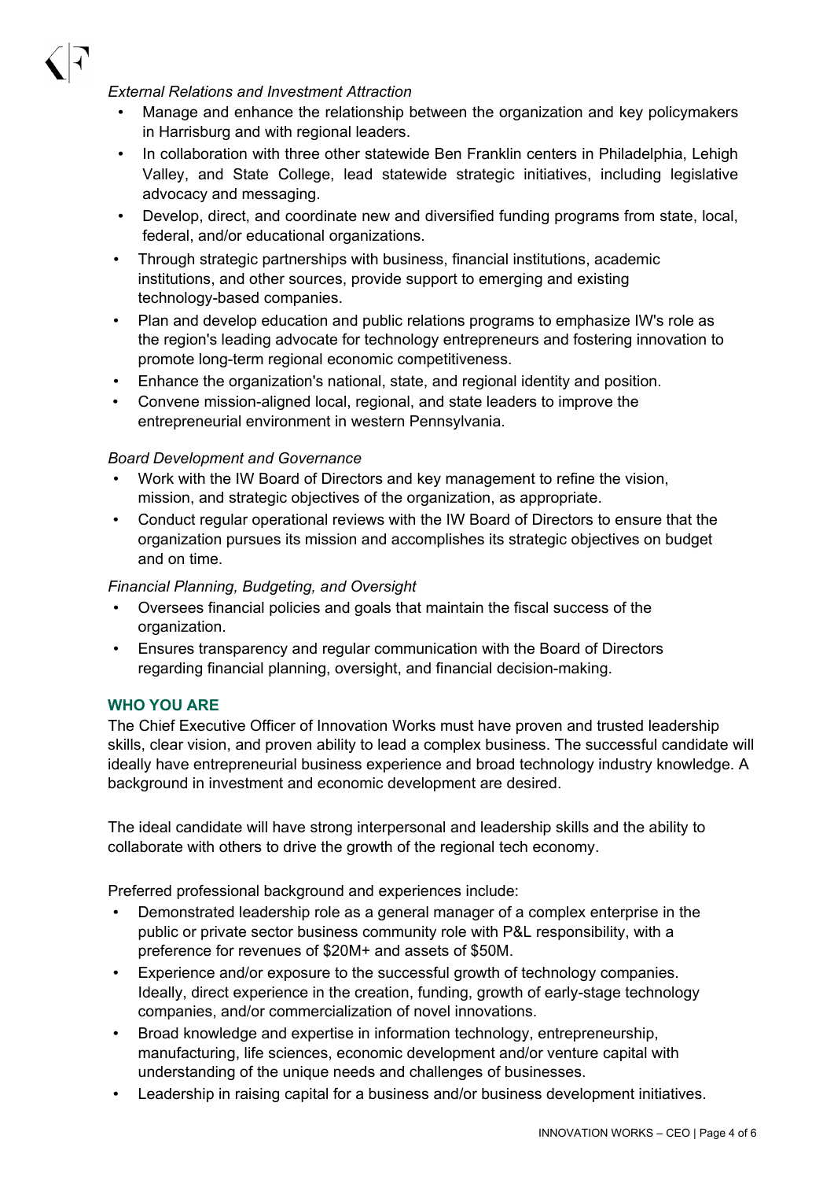*External Relations and Investment Attraction*

- Manage and enhance the relationship between the organization and key policymakers in Harrisburg and with regional leaders.
- In collaboration with three other statewide Ben Franklin centers in Philadelphia, Lehigh Valley, and State College, lead statewide strategic initiatives, including legislative advocacy and messaging.
- Develop, direct, and coordinate new and diversified funding programs from state, local, federal, and/or educational organizations.
- Through strategic partnerships with business, financial institutions, academic institutions, and other sources, provide support to emerging and existing technology-based companies.
- Plan and develop education and public relations programs to emphasize IW's role as the region's leading advocate for technology entrepreneurs and fostering innovation to promote long-term regional economic competitiveness.
- Enhance the organization's national, state, and regional identity and position.
- Convene mission-aligned local, regional, and state leaders to improve the entrepreneurial environment in western Pennsylvania.

*Board Development and Governance*

- Work with the IW Board of Directors and key management to refine the vision, mission, and strategic objectives of the organization, as appropriate.
- Conduct regular operational reviews with the IW Board of Directors to ensure that the organization pursues its mission and accomplishes its strategic objectives on budget and on time.

*Financial Planning, Budgeting, and Oversight*

- Oversees financial policies and goals that maintain the fiscal success of the organization.
- Ensures transparency and regular communication with the Board of Directors regarding financial planning, oversight, and financial decision-making.

## WHO YOU ARE

The Chief Executive Officer of Innovation Works must have proven and trusted leadership skills, clear vision, and proven ability to lead a complex business. The successful candidate will ideally have entrepreneurial business experience and broad technology industry knowledge. A background in investment and economic development are desired.

The ideal candidate will have strong interpersonal and leadership skills and the ability to collaborate with others to drive the growth of the regional tech economy.

Preferred professional background and experiences include:

- Demonstrated leadership role as a general manager of a complex enterprise in the public or private sector business community role with P&L responsibility, with a preference for revenues of $20M+ and assets of $50M.
- Experience and/or exposure to the successful growth of technology companies. Ideally, direct experience in the creation, funding, growth of early-stage technology companies, and/or commercialization of novel innovations.
- Broad knowledge and expertise in information technology, entrepreneurship, manufacturing, life sciences, economic development and/or venture capital with understanding of the unique needs and challenges of businesses.
- Leadership in raising capital for a business and/or business development initiatives.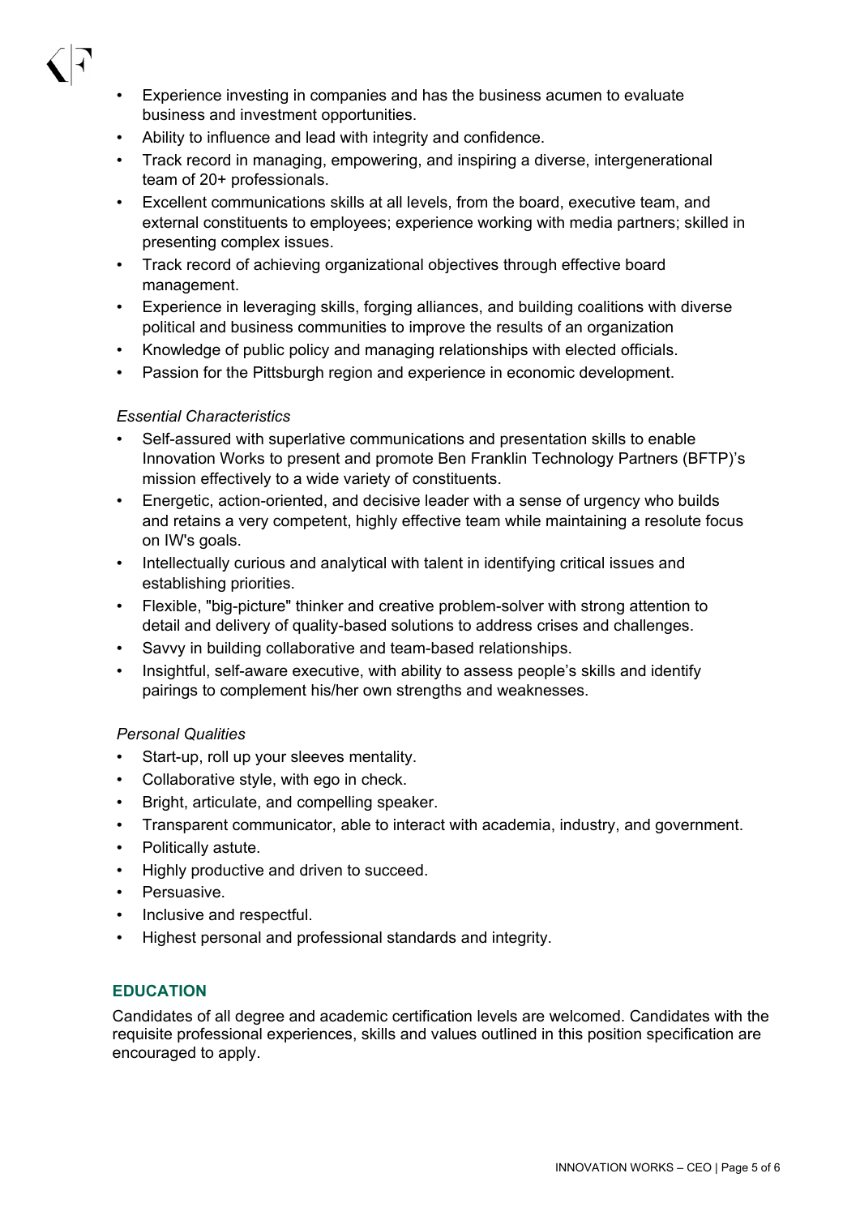- Experience investing in companies and has the business acumen to evaluate business and investment opportunities.
- Ability to influence and lead with integrity and confidence.
- Track record in managing, empowering, and inspiring a diverse, intergenerational team of 20+ professionals.
- Excellent communications skills at all levels, from the board, executive team, and external constituents to employees; experience working with media partners; skilled in presenting complex issues.
- Track record of achieving organizational objectives through effective board management.
- Experience in leveraging skills, forging alliances, and building coalitions with diverse political and business communities to improve the results of an organization
- Knowledge of public policy and managing relationships with elected officials.
- Passion for the Pittsburgh region and experience in economic development.

*Essential Characteristics*

- Self-assured with superlative communications and presentation skills to enable Innovation Works to present and promote Ben Franklin Technology Partners (BFTP)'s mission effectively to a wide variety of constituents.
- Energetic, action-oriented, and decisive leader with a sense of urgency who builds and retains a very competent, highly effective team while maintaining a resolute focus on IW's goals.
- Intellectually curious and analytical with talent in identifying critical issues and establishing priorities.
- Flexible, "big-picture" thinker and creative problem-solver with strong attention to detail and delivery of quality-based solutions to address crises and challenges.
- Savvy in building collaborative and team-based relationships.
- Insightful, self-aware executive, with ability to assess people's skills and identify pairings to complement his/her own strengths and weaknesses.

*Personal Qualities*

- Start-up, roll up your sleeves mentality.
- Collaborative style, with ego in check.
- Bright, articulate, and compelling speaker.
- Transparent communicator, able to interact with academia, industry, and government.
- Politically astute.
- Highly productive and driven to succeed.
- Persuasive.
- Inclusive and respectful.
- Highest personal and professional standards and integrity.

## EDUCATION

Candidates of all degree and academic certification levels are welcomed. Candidates with the requisite professional experiences, skills and values outlined in this position specification are encouraged to apply.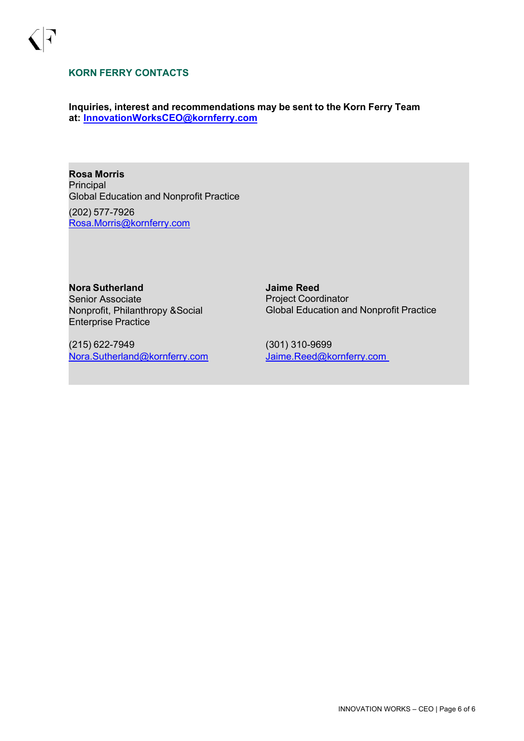## KORN FERRY CONTACTS

**Inquiries, interest and recommendations may be sent to the Korn Ferry Team at: InnovationWorksCEO@kornferry.com**

**Rosa Morris**
Principal
Global Education and Nonprofit Practice

(202) 577-7926
Rosa.Morris@kornferry.com

**Nora Sutherland**
Senior Associate
Nonprofit, Philanthropy &Social Enterprise Practice

(215) 622-7949
Nora.Sutherland@kornferry.com

**Jaime Reed**
Project Coordinator
Global Education and Nonprofit Practice

(301) 310-9699
Jaime.Reed@kornferry.com